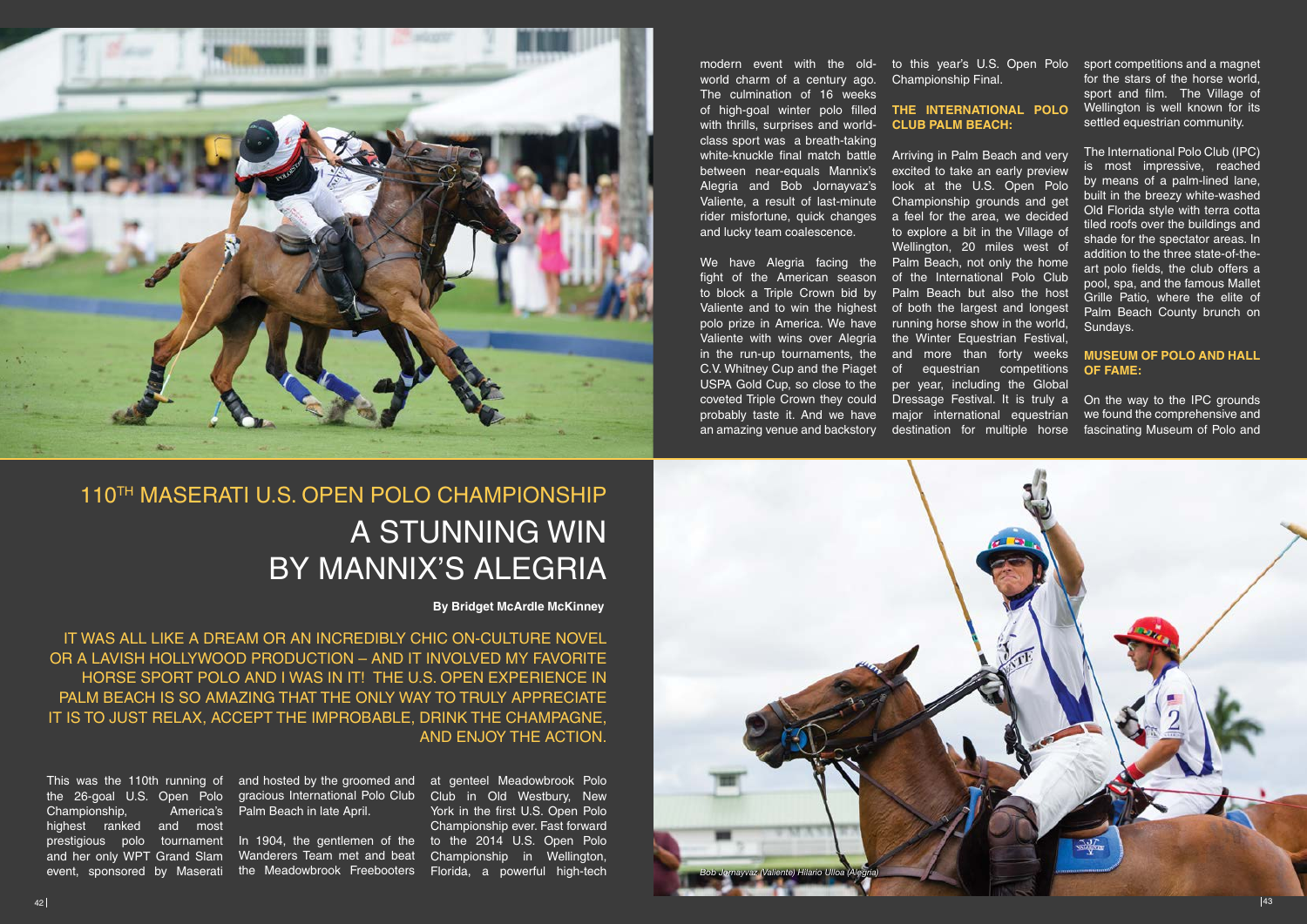# 110TH MASERATI U.S. OPEN POLO CHAMPIONSHIP

# A STUNNING WIN BY MANNIX'S ALEGRIA

**By Bridget McArdle McKinney**

IT WAS ALL LIKE A DREAM OR AN INCREDIBLY CHIC ON-CULTURE NOVEL OR A LAVISH HOLLYWOOD PRODUCTION – AND IT INVOLVED MY FAVORITE HORSE SPORT POLO AND I WAS IN IT! THE U.S. OPEN EXPERIENCE IN PALM BEACH IS SO AMAZING THAT THE ONLY WAY TO TRULY APPRECIATE IT IS TO JUST RELAX, ACCEPT THE IMPROBABLE, DRINK THE CHAMPAGNE, AND ENJOY THE ACTION.

This was the 110th running of the 26-goal U.S. Open Polo Championship, America's highest ranked and most prestigious polo tournament and her only WPT Grand Slam event, sponsored by Maserati and hosted by the groomed and gracious International Polo Club Palm Beach in late April.

In 1904, the gentlemen of the Wanderers Team met and beat the Meadowbrook Freebooters at genteel Meadowbrook Polo Club in Old Westbury, New York in the first U.S. Open Polo Championship ever. Fast forward to the 2014 U.S. Open Polo Championship in Wellington, Florida, a powerful high-tech modern event with the old-world charm of a century ago. The culmination of 16 weeks of high-goal winter polo filled with thrills, surprises and world-class sport was a breath-taking white-knuckle final match battle between near-equals Mannix's Alegria and Bob Jornayvaz's Valiente, a result of last-minute rider misfortune, quick changes and lucky team coalescence.

We have Alegria facing the fight of the American season to block a Triple Crown bid by Valiente and to win the highest polo prize in America. We have Valiente with wins over Alegria in the run-up tournaments, the C.V. Whitney Cup and the Piaget USPA Gold Cup, so close to the coveted Triple Crown they could probably taste it. And we have an amazing venue and backstory to this year's U.S. Open Polo Championship Final.

### THE INTERNATIONAL POLO CLUB PALM BEACH:

Arriving in Palm Beach and very excited to take an early preview look at the U.S. Open Polo Championship grounds and get a feel for the area, we decided to explore a bit in the Village of Wellington, 20 miles west of Palm Beach, not only the home of the International Polo Club Palm Beach but also the host of both the largest and longest running horse show in the world, the Winter Equestrian Festival, and more than forty weeks of equestrian competitions per year, including the Global Dressage Festival. It is truly a major international equestrian destination for multiple horse sport competitions and a magnet for the stars of the horse world, sport and film. The Village of Wellington is well known for its settled equestrian community.

The International Polo Club (IPC) is most impressive, reached by means of a palm-lined lane, built in the breezy white-washed Old Florida style with terra cotta tiled roofs over the buildings and shade for the spectator areas. In addition to the three state-of-the-art polo fields, the club offers a pool, spa, and the famous Mallet Grille Patio, where the elite of Palm Beach County brunch on Sundays.

### MUSEUM OF POLO AND HALL OF FAME:

On the way to the IPC grounds we found the comprehensive and fascinating Museum of Polo and

*Bob Jornayvaz (Valiente) Hilario Ulloa (Alegria)*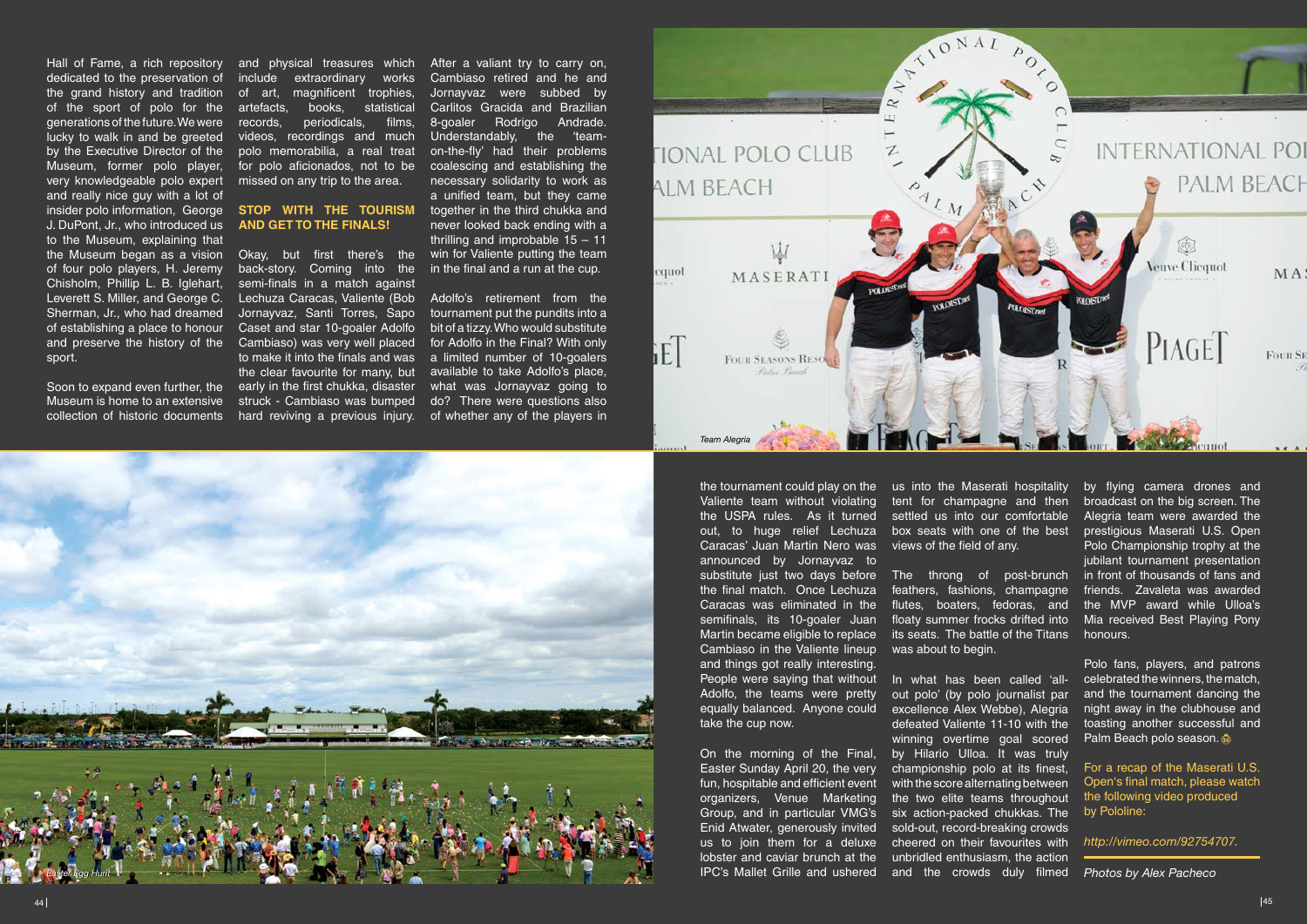Hall of Fame, a rich repository dedicated to the preservation of the grand history and tradition of the sport of polo for the generations of the future. We were lucky to walk in and be greeted by the Executive Director of the Museum, former polo player, very knowledgeable polo expert and really nice guy with a lot of insider polo information, George J. DuPont, Jr., who introduced us to the Museum, explaining that the Museum began as a vision of four polo players, H. Jeremy Chisholm, Phillip L. B. Iglehart, Leverett S. Miller, and George C. Sherman, Jr., who had dreamed of establishing a place to honour and preserve the history of the sport.

Soon to expand even further, the Museum is home to an extensive collection of historic documents and physical treasures which include extraordinary works of art, magnificent trophies, artefacts, books, statistical records, periodicals, films, videos, recordings and much polo memorabilia, a real treat for polo aficionados, not to be missed on any trip to the area.

## STOP WITH THE TOURISM AND GET TO THE FINALS!

Okay, but first there's the back-story. Coming into the semi-finals in a match against Lechuza Caracas, Valiente (Bob Jornayvaz, Santi Torres, Sapo Caset and star 10-goaler Adolfo Cambiaso) was very well placed to make it into the finals and was the clear favourite for many, but early in the first chukka, disaster struck - Cambiaso was bumped hard reviving a previous injury. After a valiant try to carry on, Cambiaso retired and he and Jornayvaz were subbed by Carlitos Gracida and Brazilian 8-goaler Rodrigo Andrade. Understandably, the 'team-on-the-fly' had their problems coalescing and establishing the necessary solidarity to work as a unified team, but they came together in the third chukka and never looked back ending with a thrilling and improbable 15 – 11 win for Valiente putting the team in the final and a run at the cup.

Adolfo's retirement from the tournament put the pundits into a bit of a tizzy. Who would substitute for Adolfo in the Final? With only a limited number of 10-goalers available to take Adolfo's place, what was Jornayvaz going to do? There were questions also of whether any of the players in the tournament could play on the Valiente team without violating the USPA rules. As it turned out, to huge relief Lechuza Caracas' Juan Martin Nero was announced by Jornayvaz to substitute just two days before the final match. Once Lechuza Caracas was eliminated in the semifinals, its 10-goaler Juan Martin became eligible to replace Cambiaso in the Valiente lineup and things got really interesting. People were saying that without Adolfo, the teams were pretty equally balanced. Anyone could take the cup now.

*Team Alegria*

*Easter Egg Hunt*

On the morning of the Final, Easter Sunday April 20, the very fun, hospitable and efficient event organizers, Venue Marketing Group, and in particular VMG's Enid Atwater, generously invited us to join them for a deluxe lobster and caviar brunch at the IPC's Mallet Grille and ushered us into the Maserati hospitality tent for champagne and then settled us into our comfortable box seats with one of the best views of the field of any.

The throng of post-brunch feathers, fashions, champagne flutes, boaters, fedoras, and floaty summer frocks drifted into its seats. The battle of the Titans was about to begin.

In what has been called 'all-out polo' (by polo journalist par excellence Alex Webbe), Alegria defeated Valiente 11-10 with the winning overtime goal scored by Hilario Ulloa. It was truly championship polo at its finest, with the score alternating between the two elite teams throughout six action-packed chukkas. The sold-out, record-breaking crowds cheered on their favourites with unbridled enthusiasm, the action and the crowds duly filmed by flying camera drones and broadcast on the big screen. The Alegria team were awarded the prestigious Maserati U.S. Open Polo Championship trophy at the jubilant tournament presentation in front of thousands of fans and friends. Zavaleta was awarded the MVP award while Ulloa's Mia received Best Playing Pony honours.

Polo fans, players, and patrons celebrated the winners, the match, and the tournament dancing the night away in the clubhouse and toasting another successful and Palm Beach polo season.

For a recap of the Maserati U.S. Open's final match, please watch the following video produced by Pololine:

*http://vimeo.com/92754707.*

*Photos by Alex Pacheco*